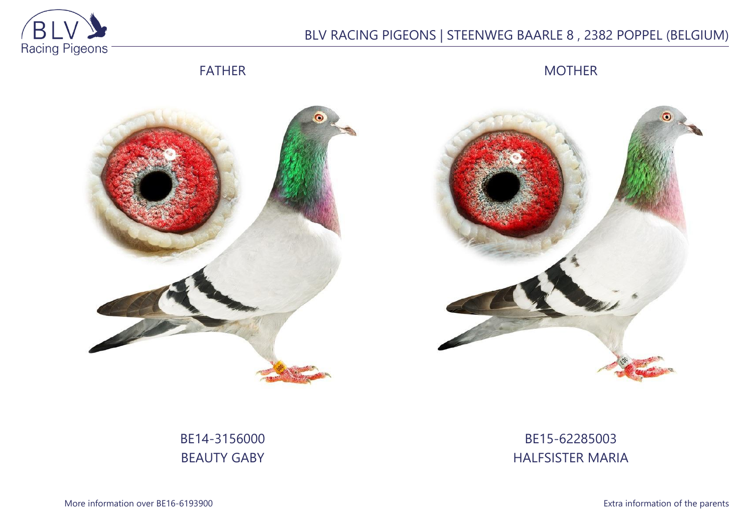BLV RACING PIGEONS | STEENWEG BAARLE 8 , 2382 POPPEL (BELGIUM)

FATHER

MOTHER

BE14-3156000
BEAUTY GABY

BE15-62285003
HALFSISTER MARIA

More information over BE16-6193900

Extra information of the parents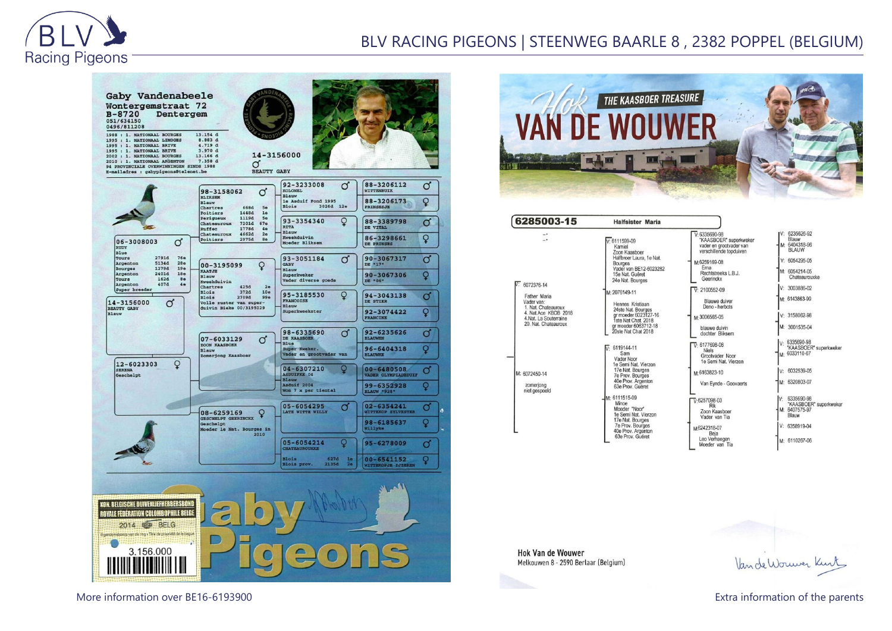BLV Racing Pigeons

BLV RACING PIGEONS | STEENWEG BAARLE 8 , 2382 POPPEL (BELGIUM)

**Gaby Vandenabeele**
Wontergemstraat 72
B-8720 Dentergem
051/634150
0496/811208

1988 : 1. NATIONAAL BOURGES 13.154 d
1995 : 1. NATIONAAL LIMOGES 8.883 d
1995 : 1. NATIONAAL BRIVE 4.719 d
1995 : 1. NATIONAAL BRIVE 3.970 d
2002 : 1. NATIONAAL BOURGES 13.166 d
2010 : 1. NATIONAAL ARGENTON 7.358 d
94 PROVINCIALE OVERWINNINGEN SINDS 1988
E-mailadres : gabypigeons@telenet.be

14-3156000 ♂ BEAUTY GABY

**14-3156000** ♂ BEAUTY GABY Blauw

**06-3008003** ♂ RUDY Blue
Tours 2791d 76e
Argenton 5134d 28e
Bourges 1279d 19e
Argenton 2401d 18e
Tours 162d 8e
Argenton 407d 4e
Super breeder

**98-3158062** ♂ BLIKSEM Blauw
Chartres 668d 5e
Poitiers 1448d 1e
Perigueux 1119d 5e
Chateauroux 7201d 67e
Ruffec 1778d 4e
Chateauroux 4662d 2e
Poitiers 2975d 8e

**92-3233008** ♂ KOLONEL Blauw 1e Asduif Fond 1995 Blois 3026d 12e
- 88-3206112 ♂ WITTENBUIK
- 88-3206173 ♀ FRINSESJE

**93-3354340** ♀ RITA Blauw Kweekduivin Moeder Bliksem
- 88-3389798 ♂ DE VITAL
- 86-3298661 ♀ DE FRINSES

**00-3195099** ♀ KAATJE Blauw Kweekduivin
Chartres 425d 2e
Blois 372d 10e
Blois 2709d 99e
Volle zuster van superduivin Bieke 00/3195029

**93-3051184** ♂ GABY Blauw Superkweker Vader diverse goede
- 90-3067317 ♂ DE "17"
- 90-3067306 ♀ DE "06"

**95-3185530** ♀ FRANCOISE Blauw Superkweekster
- 94-3043138 ♂ DE STIER
- 92-3074422 ♀ FRANCINE

**12-6023303** ♀ SERENA Geschelpt

**07-6033129** ♂ ZOON KAASBOER Blauw Zomerjong Kaasboer

**98-6335690** ♂ DE KAASBOER Blue Super Kweker. Vader en grootvader van
- 92-6235626 ♂ BLAUWEN
- 96-6404318 ♀ BLAUWKE

**04-6307210** ♀ ASDUIFKE 04 Blauw Asduif 2004 Won 7 x per tiental
- 00-6480508 ♂ VADER OLYMPIADEDUIF
- 99-6352928 ♀ BLAUW "928"

**08-6259169** ♀ GESCHELPT GEERINCKX Geschelpt Moeder 1e Nat. Bourges in 2010

**05-6054295** ♂ LATE WITTE WILLY
- 02-6354241 ♂ WITTEKOP SYLVESTER
- 98-6185637 ♀ Willyke

**05-6054214** ♀ CHATEAUROUXKE Blois 627d 1e Blois prov. 2135d 2e
- 95-6278009 ♂
- 00-6541152 ♀ WITTEKOPJE IJZEREN

KON. BELGISCHE DUIVENLIEFHEBBERSBOND ROYALE FÉDÉRATION COLOMBOPHILE BELGE 2014 BELG 3.156.000

Gaby Pigeons

More information over BE16-6193900

---

Hok VAN DE WOUWER — THE KAASBOER TREASURE

**6285003-15** Halfsister Maria

V: 6072376-14
Father Maria
Vader van:
1. Nat. Chateauroux
4. Nat Ace KBDB 2018
4.Nat. La Souterraine
20. Nat. Chateauroux

V: 6111599-09 Kamiel Zoon Kaasboer Halfbroer Laura, 1e Nat. Bourges Vader van BE12-6023282 15e Nat. Guéret 24e Nat. Bourges
- V: 6335690-98 "KAASBOER" superkweker vader en grootvader van verschillende topduiven
  - V: 6235626-92 Blauw
  - M: 6404318-96 BLAUW
- M: 6259169-08 Ema Rechtstreeks L.B.J. Geerinckx
  - V: 6054295-05
  - M: 6054214-05 Chateaurouxke

M: 2076149-11 Hennes Kristiaan 24ste Nat. Bourges gr moeder 6023127-16 1ste Nat Chat. 2018 gr moeder 6063712-18 20ste Nat Chat 2018
- V: 2100552-09 Blauwe duiver Deno - herbots
  - V: 3003886-02
  - M: 6143863-99
- M: 3006565-05 blauwe duivin dochter Bliksem
  - V: 3158062-98
  - M: 3001535-04

M: 6072450-14
zomerjong niet gespeeld

V: 6119144-11 Sam Vader Noor 1e Semi Nat. Vierzon 17e Nat. Bourges 7e Prov. Bourges 40e Prov. Argenton 63e Prov. Guéret
- V: 6177698-08 Niels Grootvader Noor 1e Semi Nat. Vierzon
  - V: 6335690-98 "KAASBOER" superkweker
  - M: 6033110-07
- M: 6163823-10 Van Eynde - Goovaerts
  - V: 6032539-05
  - M: 6320803-07

M: 6111515-09 Minoe Moeder "Noor" 1e Semi Nat. Vierzon 17e Nat. Bourges 7e Prov. Bourges 40e Prov. Argenton 63e Prov. Guéret
- V: 6257098-03 Rik Zoon Kaasboer Vader van Tia
  - V: 6335690-98 "KAASBOER" superkweker
  - M: 6407575-97 Blauw
- M: 6242318-07 Beja Leo Verhaegen Moeder van Tia
  - V: 6358919-04
  - M: 6110267-06

Hok Van de Wouwer
Melkouwen 8 - 2590 Berlaar (Belgium)

Extra information of the parents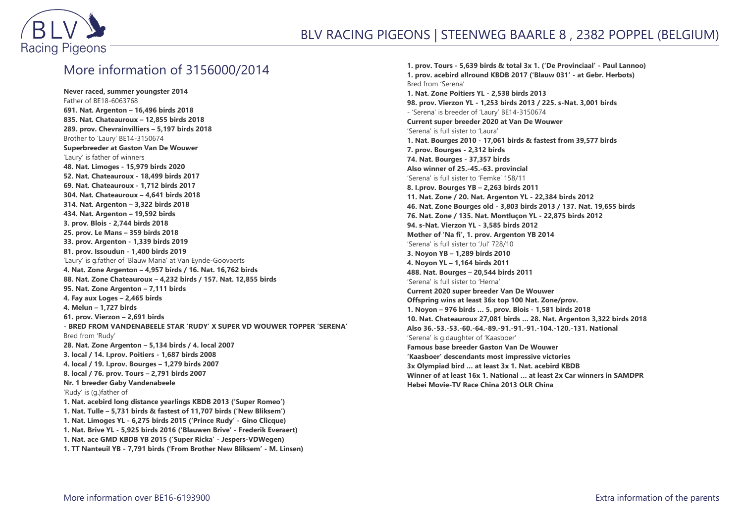## More information of 3156000/2014

**Never raced, summer youngster 2014**
Father of BE18-6063768
**691. Nat. Argenton – 16,496 birds 2018**
**835. Nat. Chateauroux – 12,855 birds 2018**
**289. prov. Chevrainvilliers – 5,197 birds 2018**
Brother to 'Laury' BE14-3150674
**Superbreeder at Gaston Van De Wouwer**
'Laury' is father of winners
**48. Nat. Limoges - 15,979 birds 2020**
**52. Nat. Chateauroux - 18,499 birds 2017**
**69. Nat. Chateauroux - 1,712 birds 2017**
**304. Nat. Chateauroux – 4,641 birds 2018**
**314. Nat. Argenton – 3,322 birds 2018**
**434. Nat. Argenton – 19,592 birds**
**3. prov. Blois - 2,744 birds 2018**
**25. prov. Le Mans – 359 birds 2018**
**33. prov. Argenton - 1,339 birds 2019**
**81. prov. Issoudun - 1,400 birds 2019**
'Laury' is g.father of 'Blauw Maria' at Van Eynde-Goovaerts
**4. Nat. Zone Argenton – 4,957 birds / 16. Nat. 16,762 birds**
**88. Nat. Zone Chateauroux – 4,232 birds / 157. Nat. 12,855 birds**
**95. Nat. Zone Argenton – 7,111 birds**
**4. Fay aux Loges – 2,465 birds**
**4. Melun – 1,727 birds**
**61. prov. Vierzon – 2,691 birds**
**- BRED FROM VANDENABEELE STAR 'RUDY' X SUPER VD WOUWER TOPPER 'SERENA'**
Bred from 'Rudy'
**28. Nat. Zone Argenton – 5,134 birds / 4. local 2007**
**3. local / 14. I.prov. Poitiers - 1,687 birds 2008**
**4. local / 19. I.prov. Bourges – 1,279 birds 2007**
**8. local / 76. prov. Tours – 2,791 birds 2007**
**Nr. 1 breeder Gaby Vandenabeele**
'Rudy' is (g.)father of
**1. Nat. acebird long distance yearlings KBDB 2013 ('Super Romeo')**
**1. Nat. Tulle – 5,731 birds & fastest of 11,707 birds ('New Bliksem')**
**1. Nat. Limoges YL - 6,275 birds 2015 ('Prince Rudy' - Gino Clicque)**
**1. Nat. Brive YL - 5,925 birds 2016 ('Blauwen Brive' - Frederik Everaert)**
**1. Nat. ace GMD KBDB YB 2015 ('Super Ricka' - Jespers-VDWegen)**
**1. TT Nanteuil YB - 7,791 birds ('From Brother New Bliksem' - M. Linsen)**
**1. prov. Tours - 5,639 birds & total 3x 1. ('De Provinciaal' - Paul Lannoo)**
**1. prov. acebird allround KBDB 2017 ('Blauw 031' - at Gebr. Herbots)**
Bred from 'Serena'
**1. Nat. Zone Poitiers YL - 2,538 birds 2013**
**98. prov. Vierzon YL - 1,253 birds 2013 / 225. s-Nat. 3,001 birds**
- 'Serena' is breeder of 'Laury' BE14-3150674
**Current super breeder 2020 at Van De Wouwer**
'Serena' is full sister to 'Laura'
**1. Nat. Bourges 2010 - 17,061 birds & fastest from 39,577 birds**
**7. prov. Bourges - 2,312 birds**
**74. Nat. Bourges - 37,357 birds**
**Also winner of 25.-45.-63. provincial**
'Serena' is full sister to 'Femke' 158/11
**8. I.prov. Bourges YB – 2,263 birds 2011**
**11. Nat. Zone / 20. Nat. Argenton YL - 22,384 birds 2012**
**46. Nat. Zone Bourges old - 3,803 birds 2013 / 137. Nat. 19,655 birds**
**76. Nat. Zone / 135. Nat. Montluçon YL - 22,875 birds 2012**
**94. s-Nat. Vierzon YL - 3,585 birds 2012**
**Mother of 'Na fi', 1. prov. Argenton YB 2014**
'Serena' is full sister to 'Jul' 728/10
**3. Noyon YB – 1,289 birds 2010**
**4. Noyon YL – 1,164 birds 2011**
**488. Nat. Bourges – 20,544 birds 2011**
'Serena' is full sister to 'Herna'
**Current 2020 super breeder Van De Wouwer**
**Offspring wins at least 36x top 100 Nat. Zone/prov.**
**1. Noyon – 976 birds … 5. prov. Blois - 1,581 birds 2018**
**10. Nat. Chateauroux 27,081 birds … 28. Nat. Argenton 3,322 birds 2018**
**Also 36.-53.-53.-60.-64.-89.-91.-91.-91.-104.-120.-131. National**
'Serena' is g.daughter of 'Kaasboer'
**Famous base breeder Gaston Van De Wouwer**
**'Kaasboer' descendants most impressive victories**
**3x Olympiad bird … at least 3x 1. Nat. acebird KBDB**
**Winner of at least 16x 1. National … at least 2x Car winners in SAMDPR**
**Hebei Movie-TV Race China 2013 OLR China**

More information over BE16-6193900

Extra information of the parents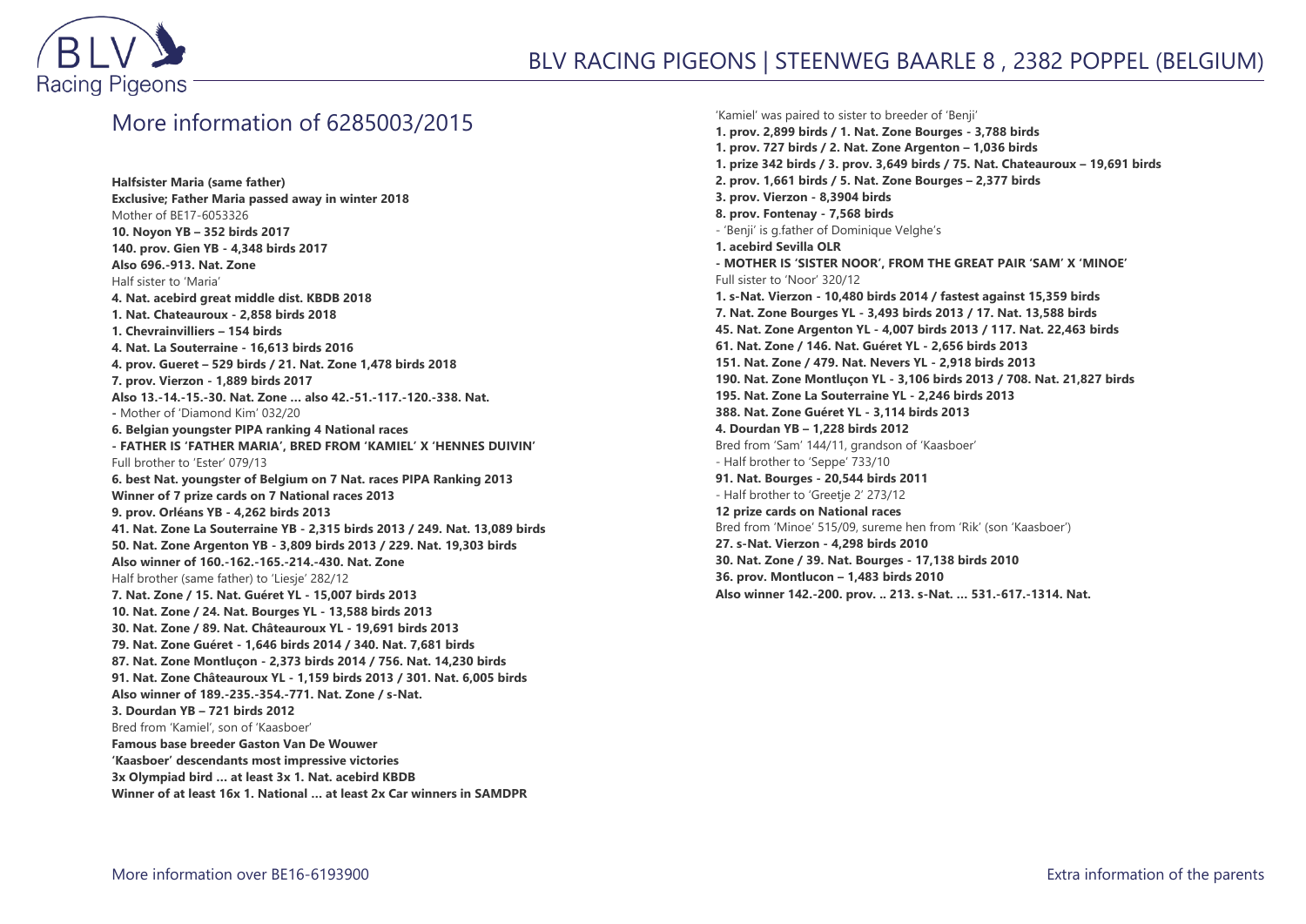## More information of 6285003/2015

**Halfsister Maria (same father)**
**Exclusive; Father Maria passed away in winter 2018**
Mother of BE17-6053326
**10. Noyon YB – 352 birds 2017**
**140. prov. Gien YB - 4,348 birds 2017**
**Also 696.-913. Nat. Zone**
Half sister to 'Maria'
**4. Nat. acebird great middle dist. KBDB 2018**
**1. Nat. Chateauroux - 2,858 birds 2018**
**1. Chevrainvilliers – 154 birds**
**4. Nat. La Souterraine - 16,613 birds 2016**
**4. prov. Gueret – 529 birds / 21. Nat. Zone 1,478 birds 2018**
**7. prov. Vierzon - 1,889 birds 2017**
**Also 13.-14.-15.-30. Nat. Zone … also 42.-51.-117.-120.-338. Nat.**
**-** Mother of 'Diamond Kim' 032/20
**6. Belgian youngster PIPA ranking 4 National races**
**- FATHER IS 'FATHER MARIA', BRED FROM 'KAMIEL' X 'HENNES DUIVIN'**
Full brother to 'Ester' 079/13
**6. best Nat. youngster of Belgium on 7 Nat. races PIPA Ranking 2013**
**Winner of 7 prize cards on 7 National races 2013**
**9. prov. Orléans YB - 4,262 birds 2013**
**41. Nat. Zone La Souterraine YB - 2,315 birds 2013 / 249. Nat. 13,089 birds**
**50. Nat. Zone Argenton YB - 3,809 birds 2013 / 229. Nat. 19,303 birds**
**Also winner of 160.-162.-165.-214.-430. Nat. Zone**
Half brother (same father) to 'Liesje' 282/12
**7. Nat. Zone / 15. Nat. Guéret YL - 15,007 birds 2013**
**10. Nat. Zone / 24. Nat. Bourges YL - 13,588 birds 2013**
**30. Nat. Zone / 89. Nat. Châteauroux YL - 19,691 birds 2013**
**79. Nat. Zone Guéret - 1,646 birds 2014 / 340. Nat. 7,681 birds**
**87. Nat. Zone Montluçon - 2,373 birds 2014 / 756. Nat. 14,230 birds**
**91. Nat. Zone Châteauroux YL - 1,159 birds 2013 / 301. Nat. 6,005 birds**
**Also winner of 189.-235.-354.-771. Nat. Zone / s-Nat.**
**3. Dourdan YB – 721 birds 2012**
Bred from 'Kamiel', son of 'Kaasboer'
**Famous base breeder Gaston Van De Wouwer**
**'Kaasboer' descendants most impressive victories**
**3x Olympiad bird … at least 3x 1. Nat. acebird KBDB**
**Winner of at least 16x 1. National … at least 2x Car winners in SAMDPR**

'Kamiel' was paired to sister to breeder of 'Benji'
**1. prov. 2,899 birds / 1. Nat. Zone Bourges - 3,788 birds**
**1. prov. 727 birds / 2. Nat. Zone Argenton – 1,036 birds**
**1. prize 342 birds / 3. prov. 3,649 birds / 75. Nat. Chateauroux – 19,691 birds**
**2. prov. 1,661 birds / 5. Nat. Zone Bourges – 2,377 birds**
**3. prov. Vierzon - 8,3904 birds**
**8. prov. Fontenay - 7,568 birds**
- 'Benji' is g.father of Dominique Velghe's
**1. acebird Sevilla OLR**
**- MOTHER IS 'SISTER NOOR', FROM THE GREAT PAIR 'SAM' X 'MINOE'**
Full sister to 'Noor' 320/12
**1. s-Nat. Vierzon - 10,480 birds 2014 / fastest against 15,359 birds**
**7. Nat. Zone Bourges YL - 3,493 birds 2013 / 17. Nat. 13,588 birds**
**45. Nat. Zone Argenton YL - 4,007 birds 2013 / 117. Nat. 22,463 birds**
**61. Nat. Zone / 146. Nat. Guéret YL - 2,656 birds 2013**
**151. Nat. Zone / 479. Nat. Nevers YL - 2,918 birds 2013**
**190. Nat. Zone Montluçon YL - 3,106 birds 2013 / 708. Nat. 21,827 birds**
**195. Nat. Zone La Souterraine YL - 2,246 birds 2013**
**388. Nat. Zone Guéret YL - 3,114 birds 2013**
**4. Dourdan YB – 1,228 birds 2012**
Bred from 'Sam' 144/11, grandson of 'Kaasboer'
- Half brother to 'Seppe' 733/10
**91. Nat. Bourges - 20,544 birds 2011**
- Half brother to 'Greetje 2' 273/12
**12 prize cards on National races**
Bred from 'Minoe' 515/09, sureme hen from 'Rik' (son 'Kaasboer')
**27. s-Nat. Vierzon - 4,298 birds 2010**
**30. Nat. Zone / 39. Nat. Bourges - 17,138 birds 2010**
**36. prov. Montlucon – 1,483 birds 2010**
**Also winner 142.-200. prov. .. 213. s-Nat. … 531.-617.-1314. Nat.**

More information over BE16-6193900

Extra information of the parents